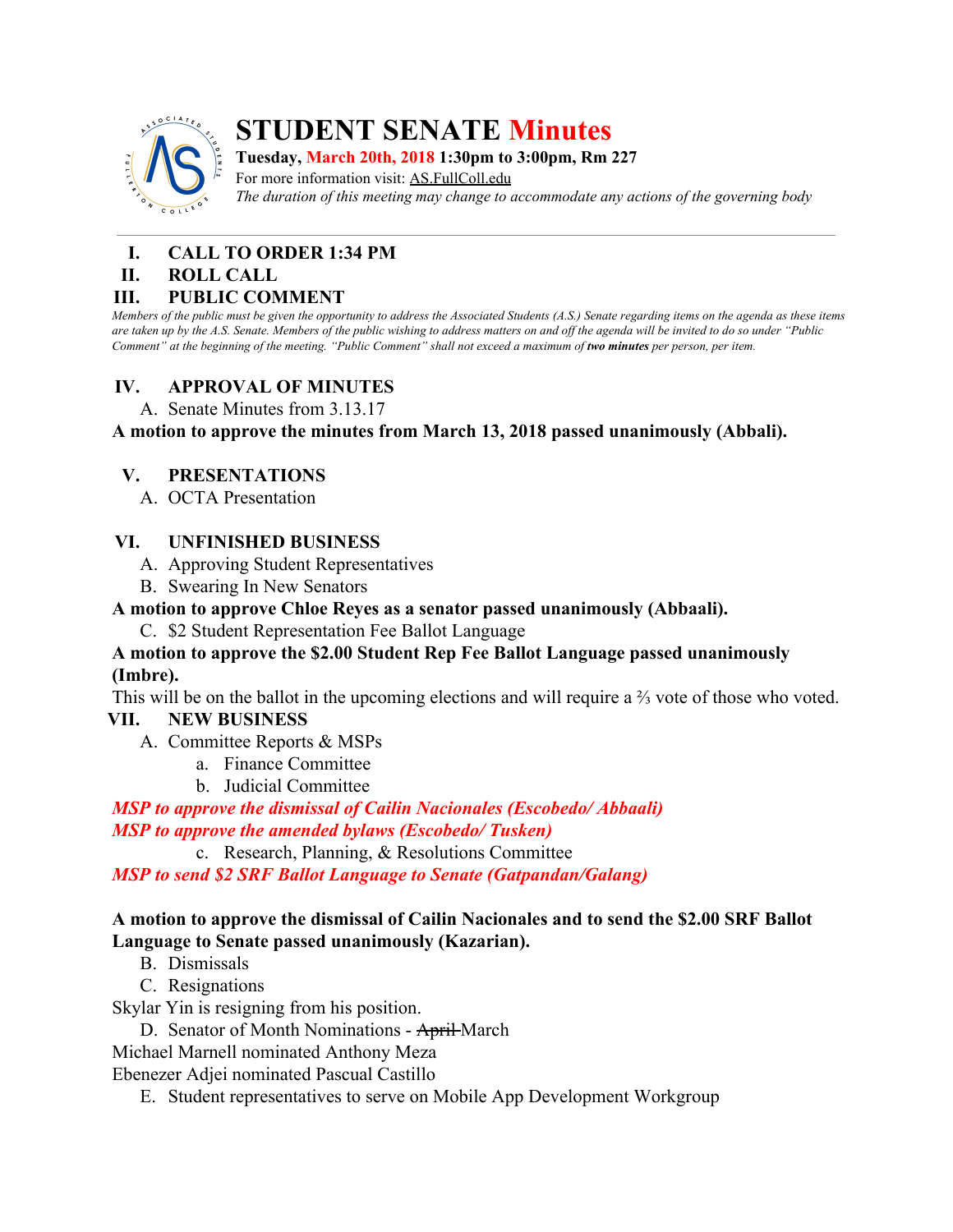# STUDENT SENATE Minutes

**Tuesday, March 20th, 2018 1:30pm to 3:00pm, Rm 227**

For more information visit: AS.FullColl.edu

*The duration of this meeting may change to accommodate any actions of the governing body*

---

## I. CALL TO ORDER 1:34 PM

## II. ROLL CALL

## III. PUBLIC COMMENT

*Members of the public must be given the opportunity to address the Associated Students (A.S.) Senate regarding items on the agenda as these items are taken up by the A.S. Senate. Members of the public wishing to address matters on and off the agenda will be invited to do so under "Public Comment" at the beginning of the meeting. "Public Comment" shall not exceed a maximum of **two minutes** per person, per item.*

## IV. APPROVAL OF MINUTES

A. Senate Minutes from 3.13.17

**A motion to approve the minutes from March 13, 2018 passed unanimously (Abbali).**

## V. PRESENTATIONS

A. OCTA Presentation

## VI. UNFINISHED BUSINESS

A. Approving Student Representatives

B. Swearing In New Senators

**A motion to approve Chloe Reyes as a senator passed unanimously (Abbaali).**

C. $2 Student Representation Fee Ballot Language

**A motion to approve the $2.00 Student Rep Fee Ballot Language passed unanimously (Imbre).**

This will be on the ballot in the upcoming elections and will require a ⅔ vote of those who voted.

## VII. NEW BUSINESS

A. Committee Reports & MSPs

a. Finance Committee

b. Judicial Committee

***MSP to approve the dismissal of Cailin Nacionales (Escobedo/ Abbaali)***

***MSP to approve the amended bylaws (Escobedo/ Tusken)***

c. Research, Planning, & Resolutions Committee

***MSP to send $2 SRF Ballot Language to Senate (Gatpandan/Galang)***

**A motion to approve the dismissal of Cailin Nacionales and to send the $2.00 SRF Ballot Language to Senate passed unanimously (Kazarian).**

B. Dismissals

C. Resignations

Skylar Yin is resigning from his position.

D. Senator of Month Nominations - ~~April~~ March

Michael Marnell nominated Anthony Meza

Ebenezer Adjei nominated Pascual Castillo

E. Student representatives to serve on Mobile App Development Workgroup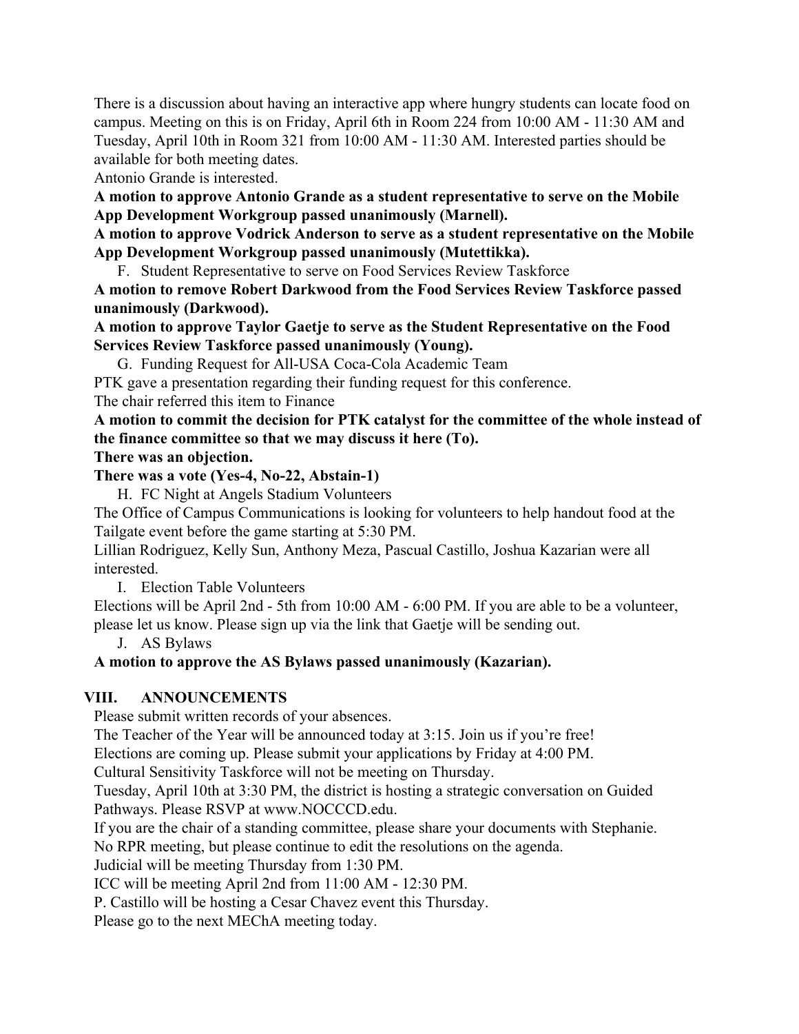There is a discussion about having an interactive app where hungry students can locate food on campus. Meeting on this is on Friday, April 6th in Room 224 from 10:00 AM - 11:30 AM and Tuesday, April 10th in Room 321 from 10:00 AM - 11:30 AM. Interested parties should be available for both meeting dates.

Antonio Grande is interested.

**A motion to approve Antonio Grande as a student representative to serve on the Mobile App Development Workgroup passed unanimously (Marnell).**

**A motion to approve Vodrick Anderson to serve as a student representative on the Mobile App Development Workgroup passed unanimously (Mutettikka).**

F. Student Representative to serve on Food Services Review Taskforce

**A motion to remove Robert Darkwood from the Food Services Review Taskforce passed unanimously (Darkwood).**

**A motion to approve Taylor Gaetje to serve as the Student Representative on the Food Services Review Taskforce passed unanimously (Young).**

G. Funding Request for All-USA Coca-Cola Academic Team

PTK gave a presentation regarding their funding request for this conference.

The chair referred this item to Finance

**A motion to commit the decision for PTK catalyst for the committee of the whole instead of the finance committee so that we may discuss it here (To).**

**There was an objection.**

**There was a vote (Yes-4, No-22, Abstain-1)**

H. FC Night at Angels Stadium Volunteers

The Office of Campus Communications is looking for volunteers to help handout food at the Tailgate event before the game starting at 5:30 PM.

Lillian Rodriguez, Kelly Sun, Anthony Meza, Pascual Castillo, Joshua Kazarian were all interested.

I. Election Table Volunteers

Elections will be April 2nd - 5th from 10:00 AM - 6:00 PM. If you are able to be a volunteer, please let us know. Please sign up via the link that Gaetje will be sending out.

J. AS Bylaws

**A motion to approve the AS Bylaws passed unanimously (Kazarian).**

## VIII. ANNOUNCEMENTS

Please submit written records of your absences.

The Teacher of the Year will be announced today at 3:15. Join us if you're free!

Elections are coming up. Please submit your applications by Friday at 4:00 PM.

Cultural Sensitivity Taskforce will not be meeting on Thursday.

Tuesday, April 10th at 3:30 PM, the district is hosting a strategic conversation on Guided Pathways. Please RSVP at www.NOCCCD.edu.

If you are the chair of a standing committee, please share your documents with Stephanie.

No RPR meeting, but please continue to edit the resolutions on the agenda.

Judicial will be meeting Thursday from 1:30 PM.

ICC will be meeting April 2nd from 11:00 AM - 12:30 PM.

P. Castillo will be hosting a Cesar Chavez event this Thursday.

Please go to the next MEChA meeting today.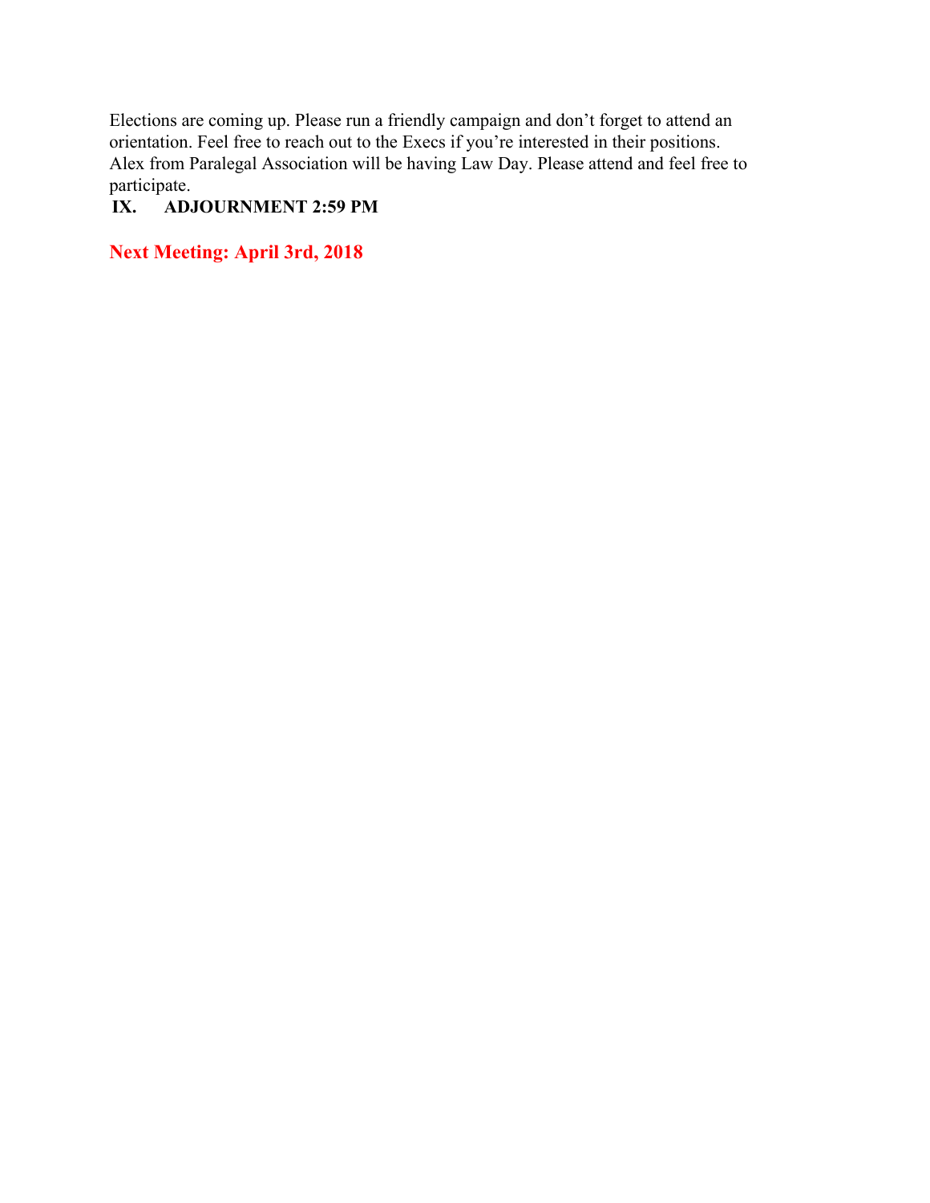Elections are coming up. Please run a friendly campaign and don't forget to attend an orientation. Feel free to reach out to the Execs if you're interested in their positions. Alex from Paralegal Association will be having Law Day. Please attend and feel free to participate.

**IX. ADJOURNMENT 2:59 PM**

**Next Meeting: April 3rd, 2018**